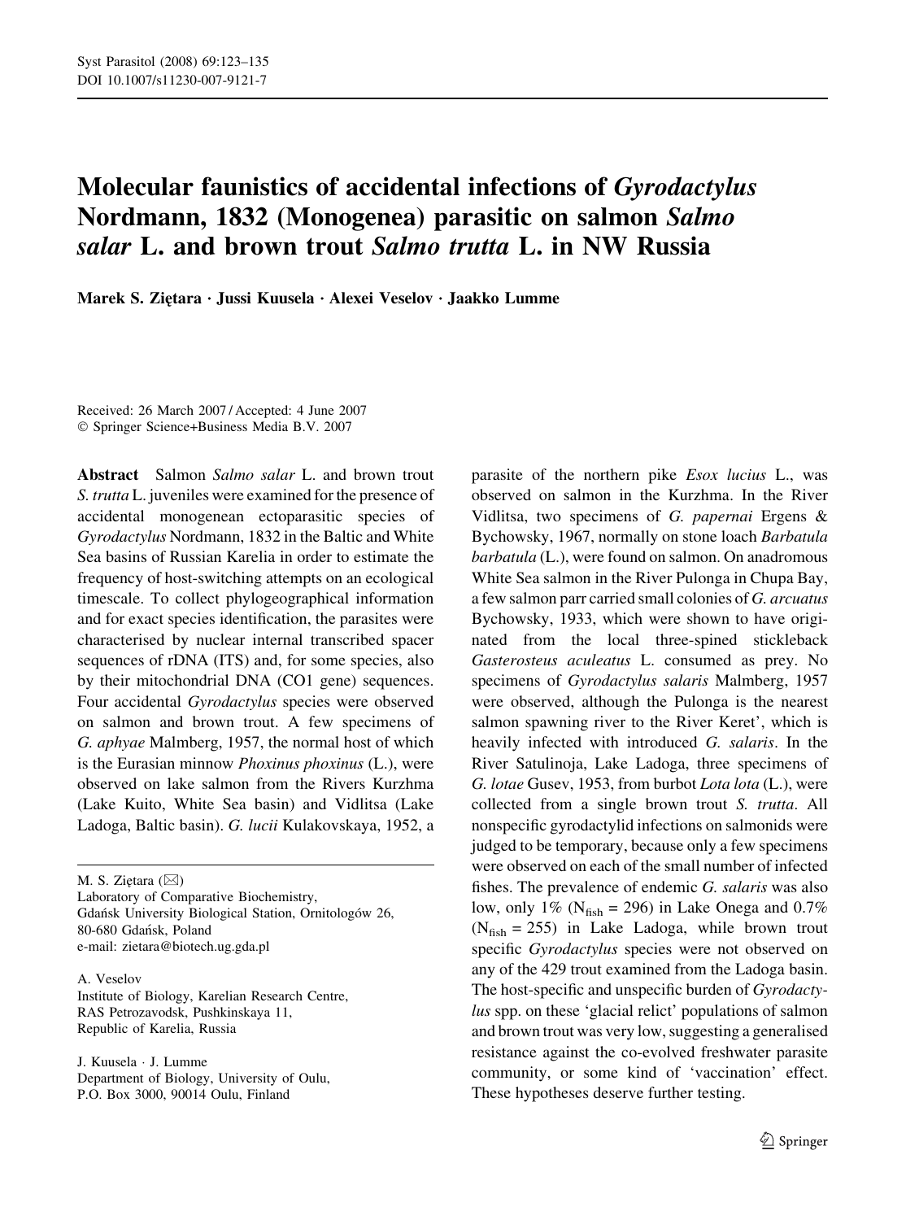# Molecular faunistics of accidental infections of *Gyrodactylus* Nordmann, 1832 (Monogenea) parasitic on salmon *Salmo salar* L. and brown trout *Salmo trutta* L. in NW Russia

**Marek S. Ziętara · Jussi Kuusela · Alexei Veselov · Jaakko Lumme**

Received: 26 March 2007 / Accepted: 4 June 2007
© Springer Science+Business Media B.V. 2007

**Abstract** Salmon *Salmo salar* L. and brown trout *S. trutta* L. juveniles were examined for the presence of accidental monogenean ectoparasitic species of *Gyrodactylus* Nordmann, 1832 in the Baltic and White Sea basins of Russian Karelia in order to estimate the frequency of host-switching attempts on an ecological timescale. To collect phylogeographical information and for exact species identification, the parasites were characterised by nuclear internal transcribed spacer sequences of rDNA (ITS) and, for some species, also by their mitochondrial DNA (CO1 gene) sequences. Four accidental *Gyrodactylus* species were observed on salmon and brown trout. A few specimens of *G. aphyae* Malmberg, 1957, the normal host of which is the Eurasian minnow *Phoxinus phoxinus* (L.), were observed on lake salmon from the Rivers Kurzhma (Lake Kuito, White Sea basin) and Vidlitsa (Lake Ladoga, Baltic basin). *G. lucii* Kulakovskaya, 1952, a parasite of the northern pike *Esox lucius* L., was observed on salmon in the Kurzhma. In the River Vidlitsa, two specimens of *G. papernai* Ergens & Bychowsky, 1967, normally on stone loach *Barbatula barbatula* (L.), were found on salmon. On anadromous White Sea salmon in the River Pulonga in Chupa Bay, a few salmon parr carried small colonies of *G. arcuatus* Bychowsky, 1933, which were shown to have originated from the local three-spined stickleback *Gasterosteus aculeatus* L. consumed as prey. No specimens of *Gyrodactylus salaris* Malmberg, 1957 were observed, although the Pulonga is the nearest salmon spawning river to the River Keret', which is heavily infected with introduced *G. salaris*. In the River Satulinoja, Lake Ladoga, three specimens of *G. lotae* Gusev, 1953, from burbot *Lota lota* (L.), were collected from a single brown trout *S. trutta*. All nonspecific gyrodactylid infections on salmonids were judged to be temporary, because only a few specimens were observed on each of the small number of infected fishes. The prevalence of endemic *G. salaris* was also low, only 1% ($N_{fish} = 296$) in Lake Onega and 0.7% ($N_{fish} = 255$) in Lake Ladoga, while brown trout specific *Gyrodactylus* species were not observed on any of the 429 trout examined from the Ladoga basin. The host-specific and unspecific burden of *Gyrodactylus* spp. on these 'glacial relict' populations of salmon and brown trout was very low, suggesting a generalised resistance against the co-evolved freshwater parasite community, or some kind of 'vaccination' effect. These hypotheses deserve further testing.

M. S. Ziętara (✉)
Laboratory of Comparative Biochemistry,
Gdańsk University Biological Station, Ornitologów 26,
80-680 Gdańsk, Poland
e-mail: zietara@biotech.ug.gda.pl

A. Veselov
Institute of Biology, Karelian Research Centre,
RAS Petrozavodsk, Pushkinskaya 11,
Republic of Karelia, Russia

J. Kuusela · J. Lumme
Department of Biology, University of Oulu,
P.O. Box 3000, 90014 Oulu, Finland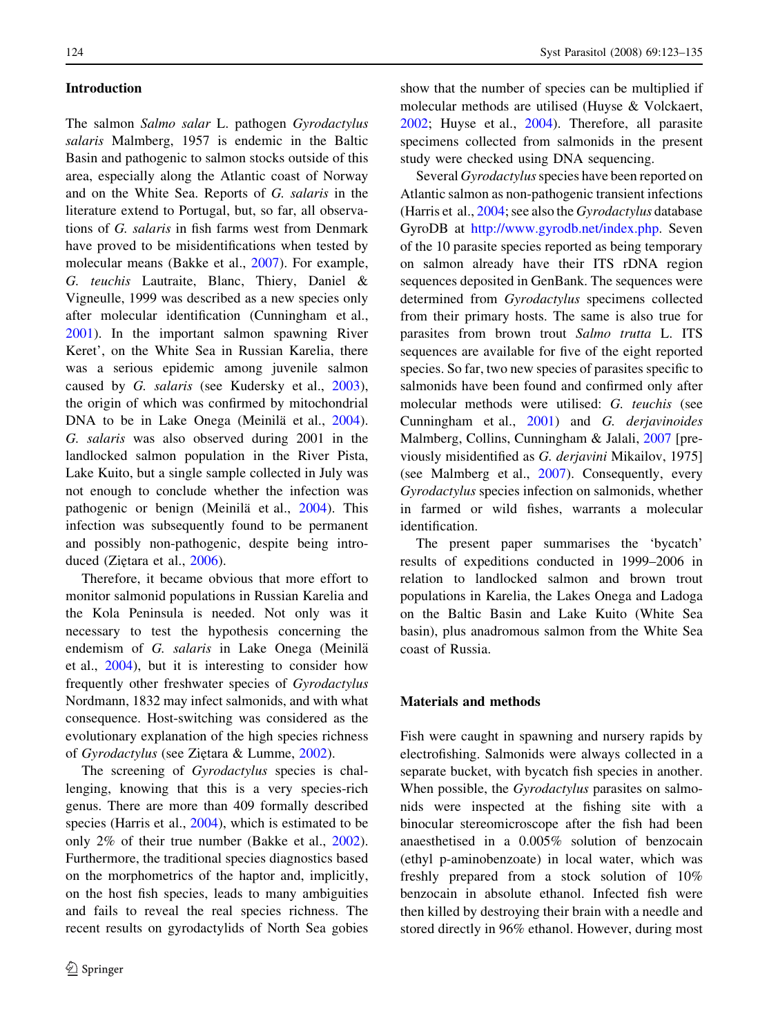## Introduction

The salmon *Salmo salar* L. pathogen *Gyrodactylus salaris* Malmberg, 1957 is endemic in the Baltic Basin and pathogenic to salmon stocks outside of this area, especially along the Atlantic coast of Norway and on the White Sea. Reports of *G. salaris* in the literature extend to Portugal, but, so far, all observations of *G. salaris* in fish farms west from Denmark have proved to be misidentifications when tested by molecular means (Bakke et al., 2007). For example, *G. teuchis* Lautraite, Blanc, Thiery, Daniel & Vigneulle, 1999 was described as a new species only after molecular identification (Cunningham et al., 2001). In the important salmon spawning River Keret', on the White Sea in Russian Karelia, there was a serious epidemic among juvenile salmon caused by *G. salaris* (see Kudersky et al., 2003), the origin of which was confirmed by mitochondrial DNA to be in Lake Onega (Meinilä et al., 2004). *G. salaris* was also observed during 2001 in the landlocked salmon population in the River Pista, Lake Kuito, but a single sample collected in July was not enough to conclude whether the infection was pathogenic or benign (Meinilä et al., 2004). This infection was subsequently found to be permanent and possibly non-pathogenic, despite being introduced (Ziętara et al., 2006).

Therefore, it became obvious that more effort to monitor salmonid populations in Russian Karelia and the Kola Peninsula is needed. Not only was it necessary to test the hypothesis concerning the endemism of *G. salaris* in Lake Onega (Meinilä et al., 2004), but it is interesting to consider how frequently other freshwater species of *Gyrodactylus* Nordmann, 1832 may infect salmonids, and with what consequence. Host-switching was considered as the evolutionary explanation of the high species richness of *Gyrodactylus* (see Ziętara & Lumme, 2002).

The screening of *Gyrodactylus* species is challenging, knowing that this is a very species-rich genus. There are more than 409 formally described species (Harris et al., 2004), which is estimated to be only 2% of their true number (Bakke et al., 2002). Furthermore, the traditional species diagnostics based on the morphometrics of the haptor and, implicitly, on the host fish species, leads to many ambiguities and fails to reveal the real species richness. The recent results on gyrodactylids of North Sea gobies show that the number of species can be multiplied if molecular methods are utilised (Huyse & Volckaert, 2002; Huyse et al., 2004). Therefore, all parasite specimens collected from salmonids in the present study were checked using DNA sequencing.

Several *Gyrodactylus* species have been reported on Atlantic salmon as non-pathogenic transient infections (Harris et al., 2004; see also the *Gyrodactylus* database GyroDB at http://www.gyrodb.net/index.php. Seven of the 10 parasite species reported as being temporary on salmon already have their ITS rDNA region sequences deposited in GenBank. The sequences were determined from *Gyrodactylus* specimens collected from their primary hosts. The same is also true for parasites from brown trout *Salmo trutta* L. ITS sequences are available for five of the eight reported species. So far, two new species of parasites specific to salmonids have been found and confirmed only after molecular methods were utilised: *G. teuchis* (see Cunningham et al., 2001) and *G. derjavinoides* Malmberg, Collins, Cunningham & Jalali, 2007 [previously misidentified as *G. derjavini* Mikailov, 1975] (see Malmberg et al., 2007). Consequently, every *Gyrodactylus* species infection on salmonids, whether in farmed or wild fishes, warrants a molecular identification.

The present paper summarises the 'bycatch' results of expeditions conducted in 1999–2006 in relation to landlocked salmon and brown trout populations in Karelia, the Lakes Onega and Ladoga on the Baltic Basin and Lake Kuito (White Sea basin), plus anadromous salmon from the White Sea coast of Russia.

## Materials and methods

Fish were caught in spawning and nursery rapids by electrofishing. Salmonids were always collected in a separate bucket, with bycatch fish species in another. When possible, the *Gyrodactylus* parasites on salmonids were inspected at the fishing site with a binocular stereomicroscope after the fish had been anaesthetised in a 0.005% solution of benzocain (ethyl p-aminobenzoate) in local water, which was freshly prepared from a stock solution of 10% benzocain in absolute ethanol. Infected fish were then killed by destroying their brain with a needle and stored directly in 96% ethanol. However, during most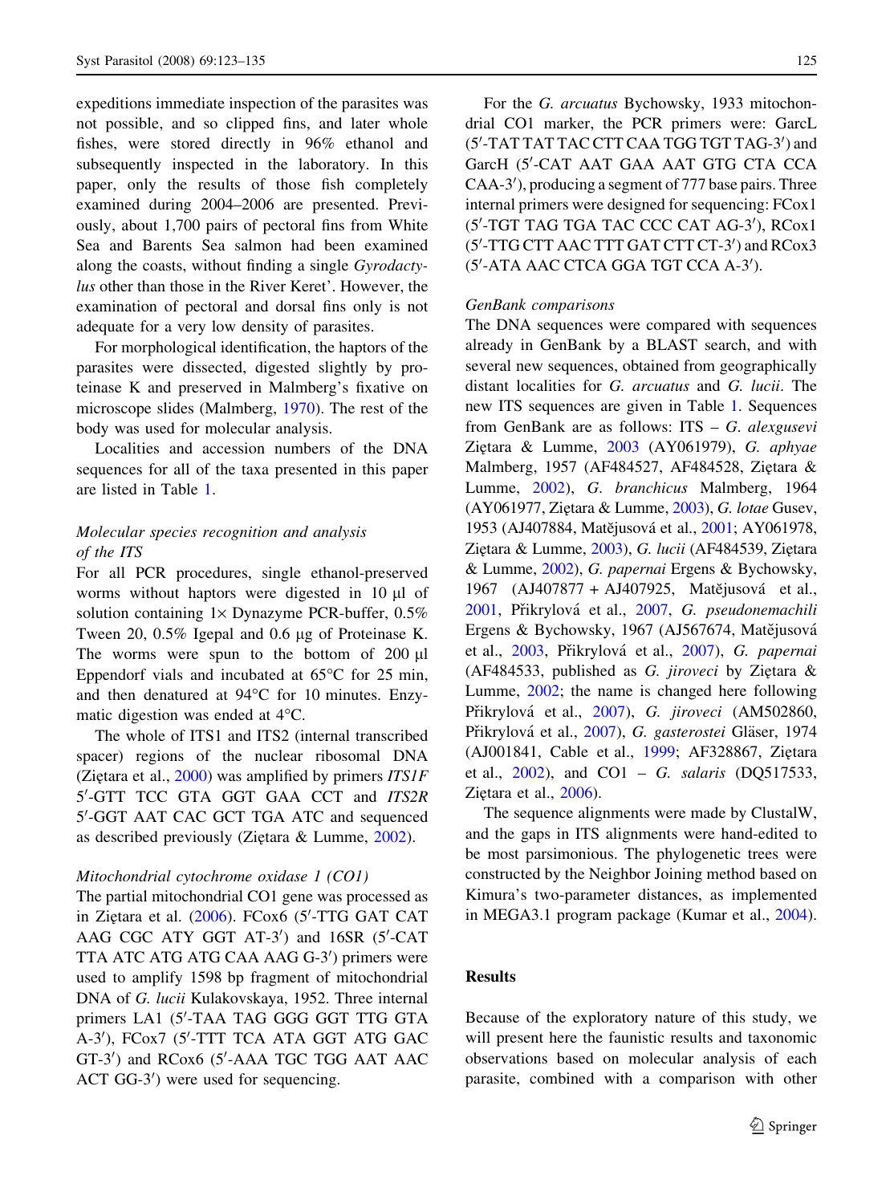expeditions immediate inspection of the parasites was not possible, and so clipped fins, and later whole fishes, were stored directly in 96% ethanol and subsequently inspected in the laboratory. In this paper, only the results of those fish completely examined during 2004–2006 are presented. Previously, about 1,700 pairs of pectoral fins from White Sea and Barents Sea salmon had been examined along the coasts, without finding a single *Gyrodactylus* other than those in the River Keret'. However, the examination of pectoral and dorsal fins only is not adequate for a very low density of parasites.

For morphological identification, the haptors of the parasites were dissected, digested slightly by proteinase K and preserved in Malmberg's fixative on microscope slides (Malmberg, 1970). The rest of the body was used for molecular analysis.

Localities and accession numbers of the DNA sequences for all of the taxa presented in this paper are listed in Table 1.

### *Molecular species recognition and analysis of the ITS*

For all PCR procedures, single ethanol-preserved worms without haptors were digested in 10 μl of solution containing 1× Dynazyme PCR-buffer, 0.5% Tween 20, 0.5% Igepal and 0.6 μg of Proteinase K. The worms were spun to the bottom of 200 μl Eppendorf vials and incubated at 65°C for 25 min, and then denatured at 94°C for 10 minutes. Enzymatic digestion was ended at 4°C.

The whole of ITS1 and ITS2 (internal transcribed spacer) regions of the nuclear ribosomal DNA (Ziętara et al., 2000) was amplified by primers *ITS1F* 5′-GTT TCC GTA GGT GAA CCT and *ITS2R* 5′-GGT AAT CAC GCT TGA ATC and sequenced as described previously (Ziętara & Lumme, 2002).

### *Mitochondrial cytochrome oxidase 1 (CO1)*

The partial mitochondrial CO1 gene was processed as in Ziętara et al. (2006). FCox6 (5′-TTG GAT CAT AAG CGC ATY GGT AT-3′) and 16SR (5′-CAT TTA ATC ATG ATG CAA AAG G-3′) primers were used to amplify 1598 bp fragment of mitochondrial DNA of *G. lucii* Kulakovskaya, 1952. Three internal primers LA1 (5′-TAA TAG GGG GGT TTG GTA A-3′), FCox7 (5′-TTT TCA ATA GGT ATG GAC GT-3′) and RCox6 (5′-AAA TGC TGG AAT AAC ACT GG-3′) were used for sequencing.

For the *G. arcuatus* Bychowsky, 1933 mitochondrial CO1 marker, the PCR primers were: GarcL (5′-TAT TAT TAC CTT CAA TGG TGT TAG-3′) and GarcH (5′-CAT AAT GAA AAT GTG CTA CCA CAA-3′), producing a segment of 777 base pairs. Three internal primers were designed for sequencing: FCox1 (5′-TGT TAG TGA TAC CCC CAT AG-3′), RCox1 (5′-TTG CTT AAC TTT GAT CTT CT-3′) and RCox3 (5′-ATA AAC CTCA GGA TGT CCA A-3′).

### *GenBank comparisons*

The DNA sequences were compared with sequences already in GenBank by a BLAST search, and with several new sequences, obtained from geographically distant localities for *G. arcuatus* and *G. lucii*. The new ITS sequences are given in Table 1. Sequences from GenBank are as follows: ITS – *G. alexgusevi* Ziętara & Lumme, 2003 (AY061979), *G. aphyae* Malmberg, 1957 (AF484527, AF484528, Ziętara & Lumme, 2002), *G. branchicus* Malmberg, 1964 (AY061977, Ziętara & Lumme, 2003), *G. lotae* Gusev, 1953 (AJ407884, Matějusová et al., 2001; AY061978, Ziętara & Lumme, 2003), *G. lucii* (AF484539, Ziętara & Lumme, 2002), *G. papernai* Ergens & Bychowsky, 1967 (AJ407877 + AJ407925, Matějusová et al., 2001, Přikrylová et al., 2007, *G. pseudonemachili* Ergens & Bychowsky, 1967 (AJ567674, Matějusová et al., 2003, Přikrylová et al., 2007), *G. papernai* (AF484533, published as *G. jiroveci* by Ziętara & Lumme, 2002; the name is changed here following Přikrylová et al., 2007), *G. jiroveci* (AM502860, Přikrylová et al., 2007), *G. gasterostei* Gläser, 1974 (AJ001841, Cable et al., 1999; AF328867, Ziętara et al., 2002), and CO1 – *G. salaris* (DQ517533, Ziętara et al., 2006).

The sequence alignments were made by ClustalW, and the gaps in ITS alignments were hand-edited to be most parsimonious. The phylogenetic trees were constructed by the Neighbor Joining method based on Kimura's two-parameter distances, as implemented in MEGA3.1 program package (Kumar et al., 2004).

## Results

Because of the exploratory nature of this study, we will present here the faunistic results and taxonomic observations based on molecular analysis of each parasite, combined with a comparison with other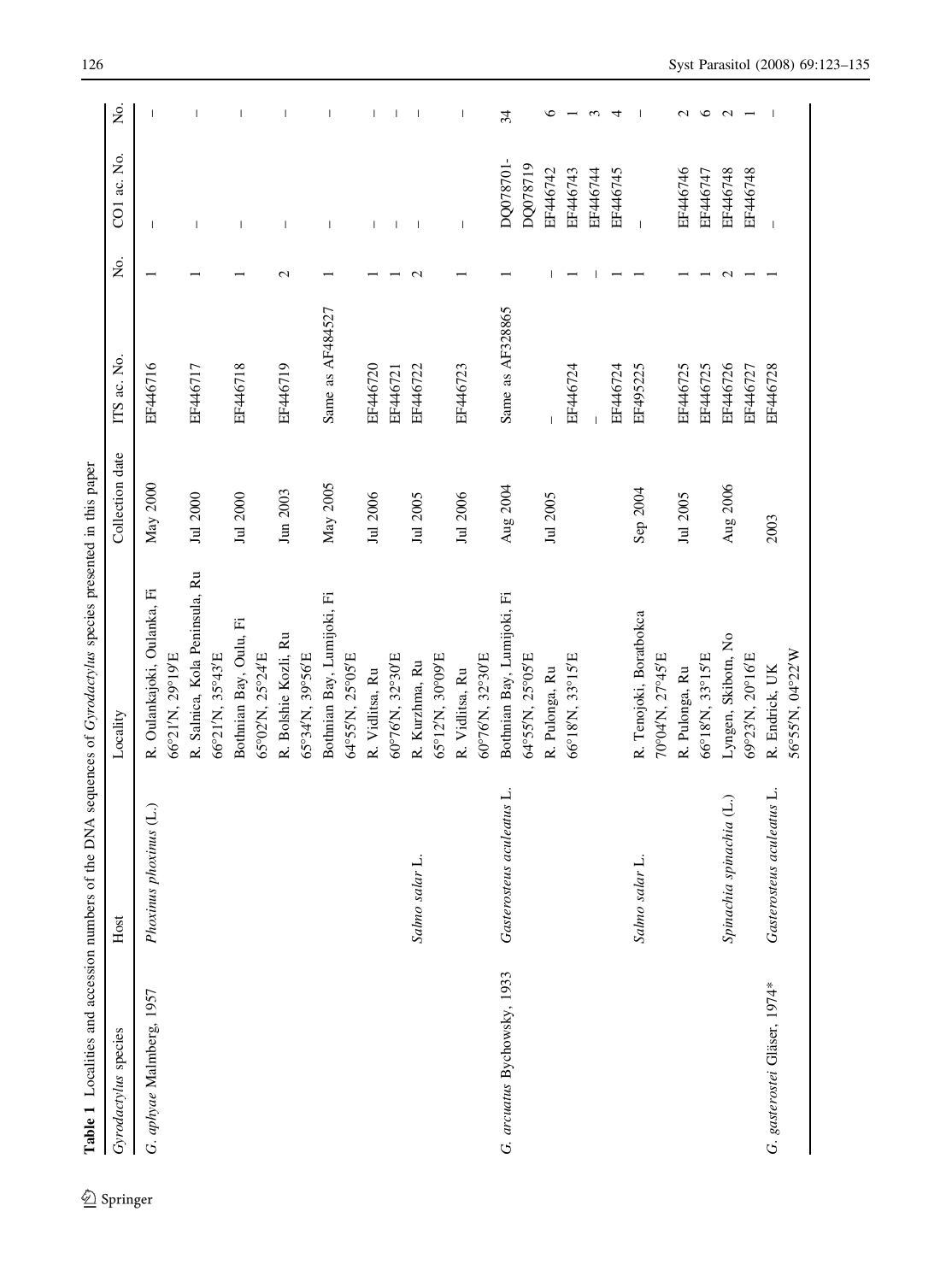**Table 1** Localities and accession numbers of the DNA sequences of *Gyrodactylus* species presented in this paper

| *Gyrodactylus* species | Host | Locality | Collection date | ITS ac. No. | No. | CO1 ac. No. | No. |
|---|---|---|---|---|---|---|---|
| *G. aphyae* Malmberg, 1957 | *Phoxinus phoxinus* (L.) | R. Oulankajoki, Oulanka, Fi 66°21′N, 29°19′E | May 2000 | EF446716 | 1 | – | – |
| | | R. Salnica, Kola Peninsula, Ru 66°21′N, 35°43′E | Jul 2000 | EF446717 | 1 | – | – |
| | | Bothnian Bay, Oulu, Fi 65°02′N, 25°24′E | Jul 2000 | EF446718 | 1 | – | – |
| | | R. Bolshie Kozli, Ru 65°34′N, 39°56′E | Jun 2003 | EF446719 | 2 | – | – |
| | | Bothnian Bay, Lumijoki, Fi 64°55′N, 25°05′E | May 2005 | Same as AF484527 | 1 | – | – |
| | | R. Vidlitsa, Ru 60°76′N, 32°30′E | Jul 2006 | EF446720 | 1 | – | – |
| | | | | EF446721 | 1 | – | – |
| | *Salmo salar* L. | R. Kurzhma, Ru 65°12′N, 30°09′E | Jul 2005 | EF446722 | 2 | – | – |
| | | R. Vidlitsa, Ru 60°76′N, 32°30′E | Jul 2006 | EF446723 | 1 | – | – |
| *G. arcuatus* Bychowsky, 1933 | *Gasterosteus aculeatus* L. | Bothnian Bay, Lumijoki, Fi 64°55′N, 25°05′E | Aug 2004 | Same as AF328865 | 1 | DQ078701-DQ078719 | 34 |
| | | R. Pulonga, Ru 66°18′N, 33°15′E | Jul 2005 | – | – | EF446742 | 6 |
| | | | | EF446724 | 1 | EF446743 | 1 |
| | | | | – | – | EF446744 | 3 |
| | | | | EF446724 | 1 | EF446745 | 4 |
| | *Salmo salar* L. | R. Tenojoki, Boratbokca 70°04′N, 27°45′E | Sep 2004 | EF495225 | 1 | – | – |
| | | R. Pulonga, Ru 66°18′N, 33°15′E | Jul 2005 | EF446725 | 1 | EF446746 | 2 |
| | | | | EF446725 | 1 | EF446747 | 6 |
| | *Spinachia spinachia* (L.) | Lyngen, Skibotn, No 69°23′N, 20°16′E | Aug 2006 | EF446726 | 2 | EF446748 | 2 |
| | | | | EF446727 | 1 | EF446748 | 1 |
| *G. gasterostei* Gläser, 1974* | *Gasterosteus aculeatus* L. | R. Endrick, UK 56°55′N, 04°22′W | 2003 | EF446728 | 1 | – | – |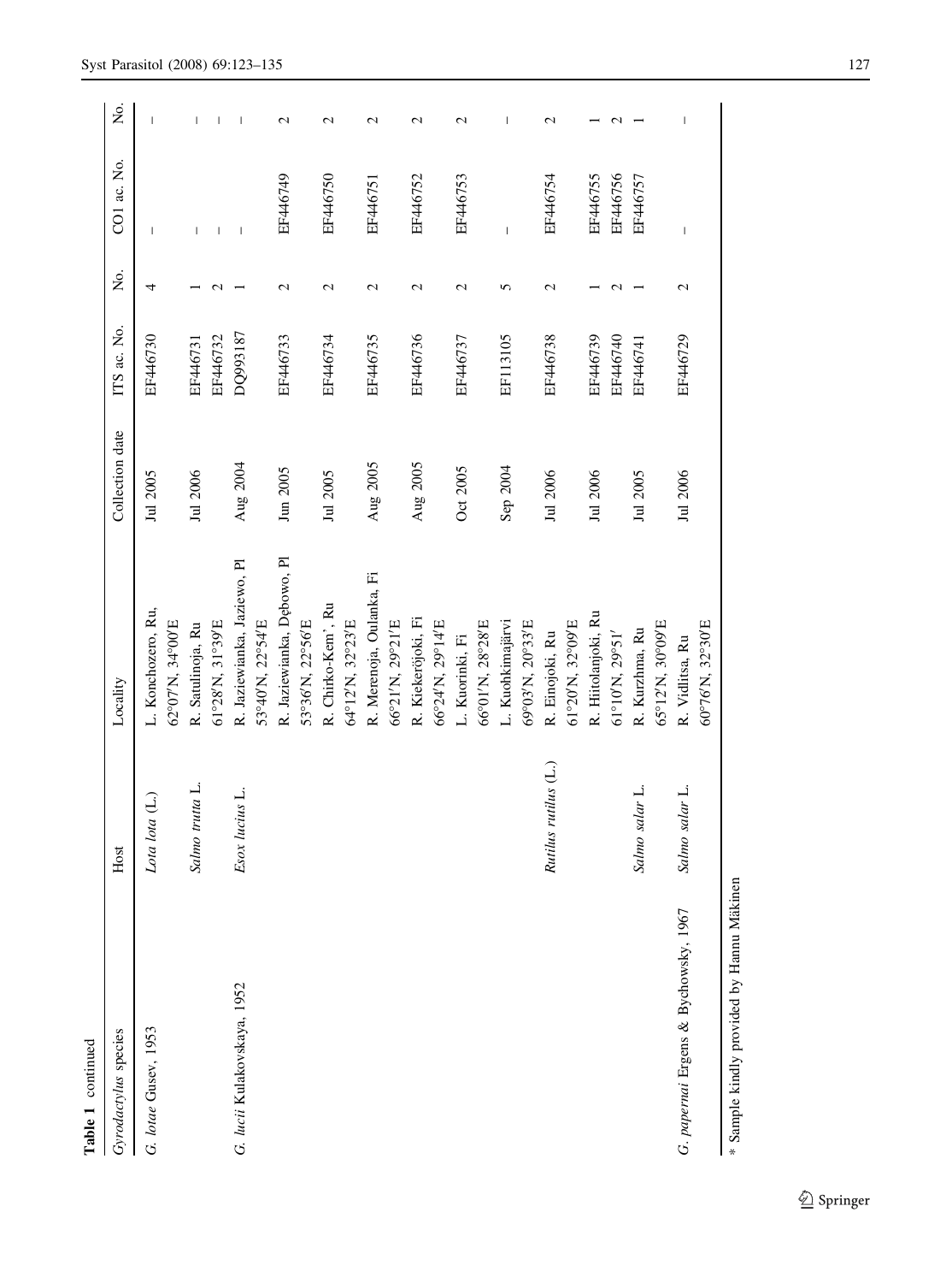**Table 1** continued

| *Gyrodactylus* species | Host | Locality | Collection date | ITS ac. No. | No. | CO1 ac. No. | No. |
|---|---|---|---|---|---|---|---|
| *G. lotae* Gusev, 1953 | *Lota lota* (L.) | L. Konchozero, Ru, 62°07′N, 34°00′E | Jul 2005 | EF446730 | 4 | – | – |
| | *Salmo trutta* L. | R. Satulinoja, Ru 61°28′N, 31°39′E | Jul 2006 | EF446731 | 1 | – | – |
| | | | | EF446732 | 2 | – | – |
| *G. lucii* Kulakovskaya, 1952 | *Esox lucius* L. | R. Jaziewianka, Jaziewo, Pl 53°40′N, 22°54′E | Aug 2004 | DQ993187 | 1 | – | – |
| | | R. Jaziewianka, Dębowo, Pl 53°36′N, 22°56′E | Jun 2005 | EF446733 | 2 | EF446749 | 2 |
| | | R. Chirko-Kem', Ru 64°12′N, 32°23′E | Jul 2005 | EF446734 | 2 | EF446750 | 2 |
| | | R. Merenoja, Oulanka, Fi 66°21′N, 29°21′E | Aug 2005 | EF446735 | 2 | EF446751 | 2 |
| | | R. Kiekeröjoki, Fi 66°24′N, 29°14′E | Aug 2005 | EF446736 | 2 | EF446752 | 2 |
| | | L. Kuorinki, Fi 66°01′N, 28°28′E | Oct 2005 | EF446737 | 2 | EF446753 | 2 |
| | | L. Kuohkimajärvi 69°03′N, 20°33′E | Sep 2004 | EF113105 | 5 | – | – |
| | *Rutilus rutilus* (L.) | R. Einojoki, Ru 61°20′N, 32°09′E | Jul 2006 | EF446738 | 2 | EF446754 | 2 |
| | | R. Hiitolanjoki, Ru 61°10′N, 29°51′ | Jul 2006 | EF446739 | 1 | EF446755 | 1 |
| | | | | EF446740 | 2 | EF446756 | 2 |
| | *Salmo salar* L. | R. Kurzhma, Ru 65°12′N, 30°09′E | Jul 2005 | EF446741 | 1 | EF446757 | 1 |
| *G. papernai* Ergens & Bychowsky, 1967 | *Salmo salar* L. | R. Vidlitsa, Ru 60°76′N, 32°30′E | Jul 2006 | EF446729 | 2 | – | – |

* Sample kindly provided by Hannu Mäkinen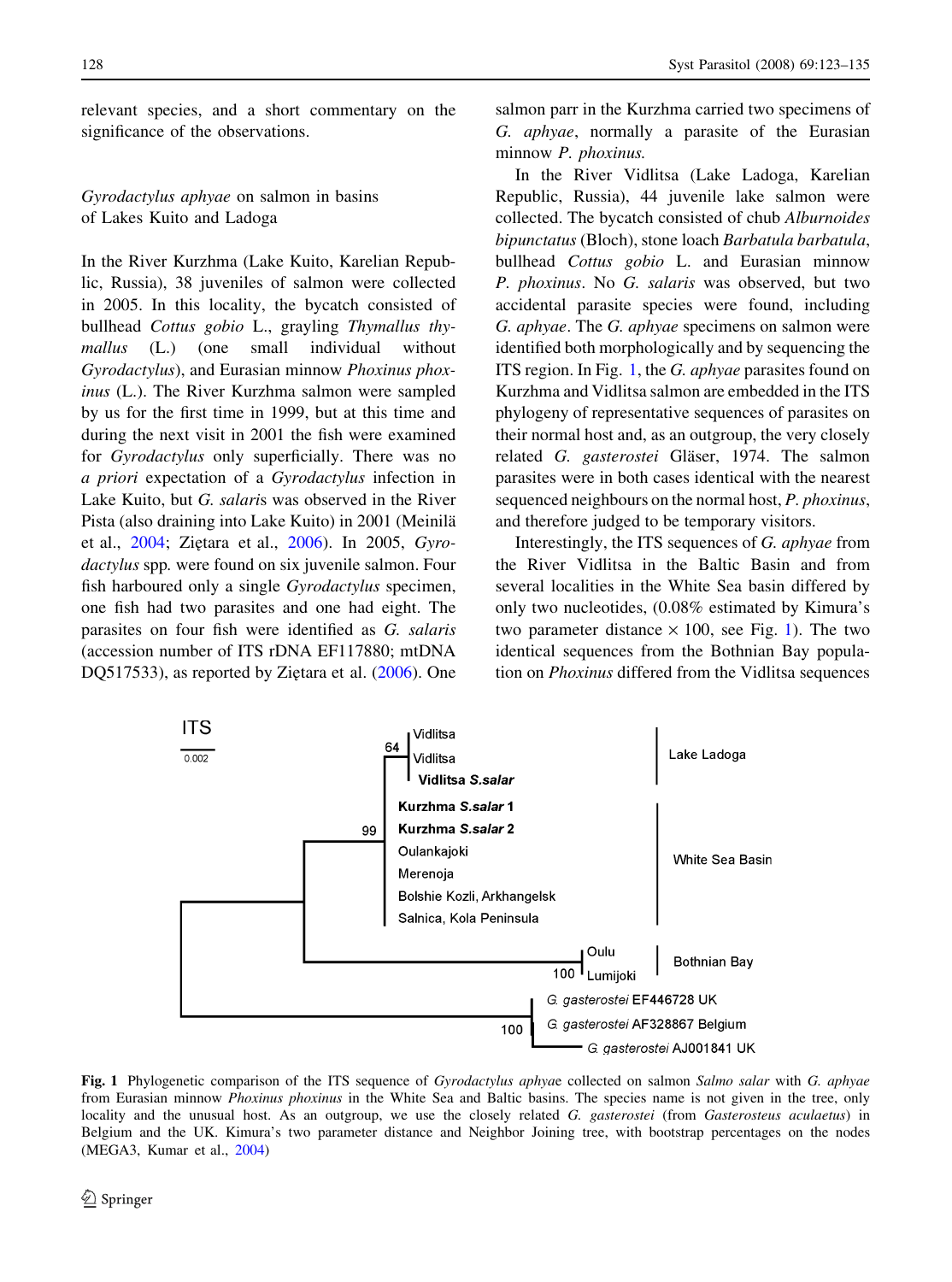relevant species, and a short commentary on the significance of the observations.

### *Gyrodactylus aphyae* on salmon in basins of Lakes Kuito and Ladoga

In the River Kurzhma (Lake Kuito, Karelian Republic, Russia), 38 juveniles of salmon were collected in 2005. In this locality, the bycatch consisted of bullhead *Cottus gobio* L., grayling *Thymallus thymallus* (L.) (one small individual without *Gyrodactylus*), and Eurasian minnow *Phoxinus phoxinus* (L.). The River Kurzhma salmon were sampled by us for the first time in 1999, but at this time and during the next visit in 2001 the fish were examined for *Gyrodactylus* only superficially. There was no *a priori* expectation of a *Gyrodactylus* infection in Lake Kuito, but *G. salaris* was observed in the River Pista (also draining into Lake Kuito) in 2001 (Meinilä et al., 2004; Ziętara et al., 2006). In 2005, *Gyrodactylus* spp. were found on six juvenile salmon. Four fish harboured only a single *Gyrodactylus* specimen, one fish had two parasites and one had eight. The parasites on four fish were identified as *G. salaris* (accession number of ITS rDNA EF117880; mtDNA DQ517533), as reported by Ziętara et al. (2006). One salmon parr in the Kurzhma carried two specimens of *G. aphyae*, normally a parasite of the Eurasian minnow *P. phoxinus.*

In the River Vidlitsa (Lake Ladoga, Karelian Republic, Russia), 44 juvenile lake salmon were collected. The bycatch consisted of chub *Alburnoides bipunctatus* (Bloch), stone loach *Barbatula barbatula*, bullhead *Cottus gobio* L. and Eurasian minnow *P. phoxinus*. No *G. salaris* was observed, but two accidental parasite species were found, including *G. aphyae*. The *G. aphyae* specimens on salmon were identified both morphologically and by sequencing the ITS region. In Fig. 1, the *G. aphyae* parasites found on Kurzhma and Vidlitsa salmon are embedded in the ITS phylogeny of representative sequences of parasites on their normal host and, as an outgroup, the very closely related *G. gasterostei* Gläser, 1974. The salmon parasites were in both cases identical with the nearest sequenced neighbours on the normal host, *P. phoxinus*, and therefore judged to be temporary visitors.

Interestingly, the ITS sequences of *G. aphyae* from the River Vidlitsa in the Baltic Basin and from several localities in the White Sea basin differed by only two nucleotides, (0.08% estimated by Kimura's two parameter distance $\times$ 100, see Fig. 1). The two identical sequences from the Bothnian Bay population on *Phoxinus* differed from the Vidlitsa sequences

**Fig. 1** Phylogenetic comparison of the ITS sequence of *Gyrodactylus aphyae* collected on salmon *Salmo salar* with *G. aphyae* from Eurasian minnow *Phoxinus phoxinus* in the White Sea and Baltic basins. The species name is not given in the tree, only locality and the unusual host. As an outgroup, we use the closely related *G. gasterostei* (from *Gasterosteus aculaetus*) in Belgium and the UK. Kimura's two parameter distance and Neighbor Joining tree, with bootstrap percentages on the nodes (MEGA3, Kumar et al., 2004)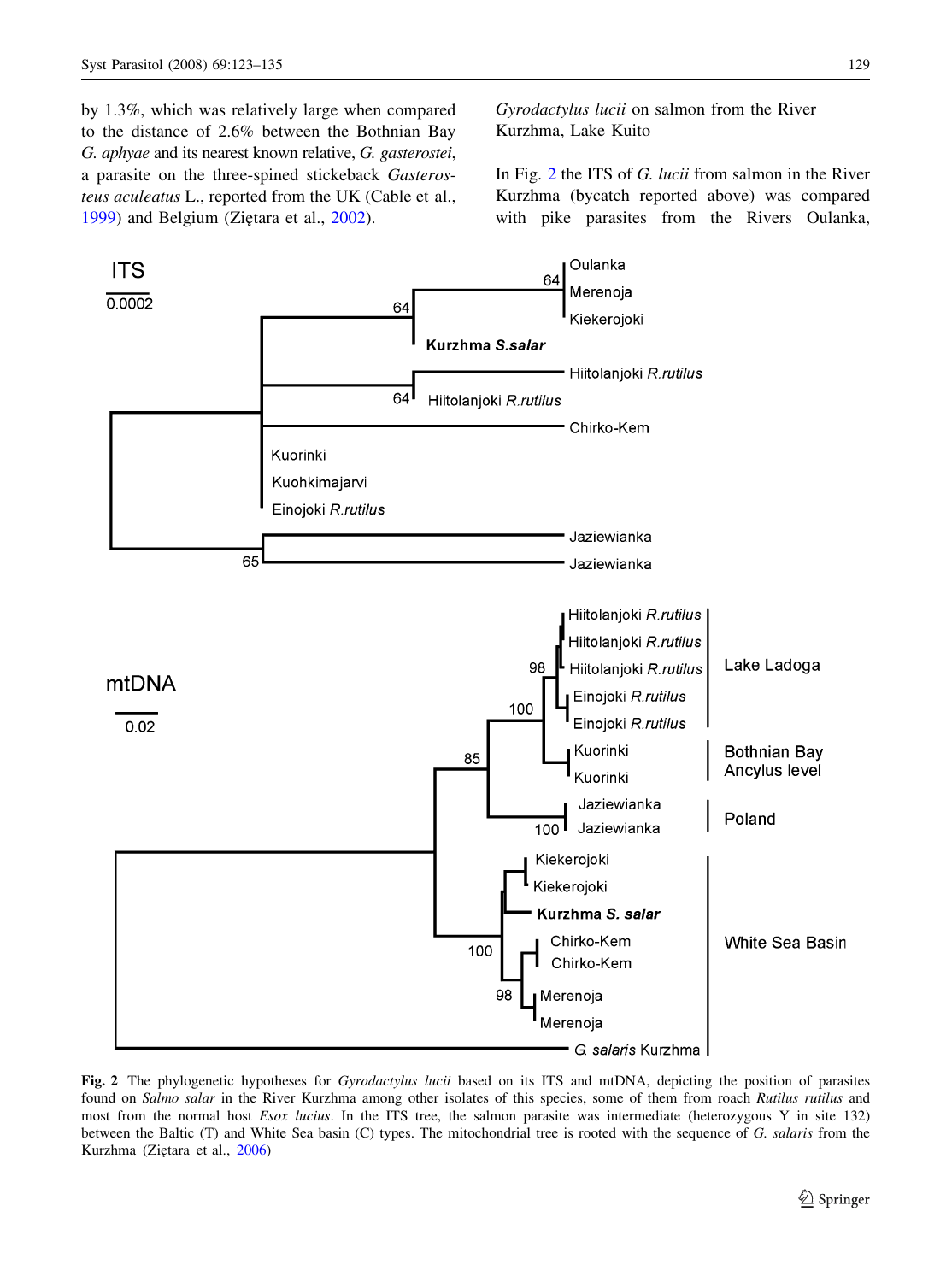by 1.3%, which was relatively large when compared to the distance of 2.6% between the Bothnian Bay *G. aphyae* and its nearest known relative, *G. gasterostei*, a parasite on the three-spined stickeback *Gasterosteus aculeatus* L., reported from the UK (Cable et al., 1999) and Belgium (Ziętara et al., 2002).

*Gyrodactylus lucii* on salmon from the River Kurzhma, Lake Kuito

In Fig. 2 the ITS of *G. lucii* from salmon in the River Kurzhma (bycatch reported above) was compared with pike parasites from the Rivers Oulanka,

**Fig. 2** The phylogenetic hypotheses for *Gyrodactylus lucii* based on its ITS and mtDNA, depicting the position of parasites found on *Salmo salar* in the River Kurzhma among other isolates of this species, some of them from roach *Rutilus rutilus* and most from the normal host *Esox lucius*. In the ITS tree, the salmon parasite was intermediate (heterozygous Y in site 132) between the Baltic (T) and White Sea basin (C) types. The mitochondrial tree is rooted with the sequence of *G. salaris* from the Kurzhma (Ziętara et al., 2006)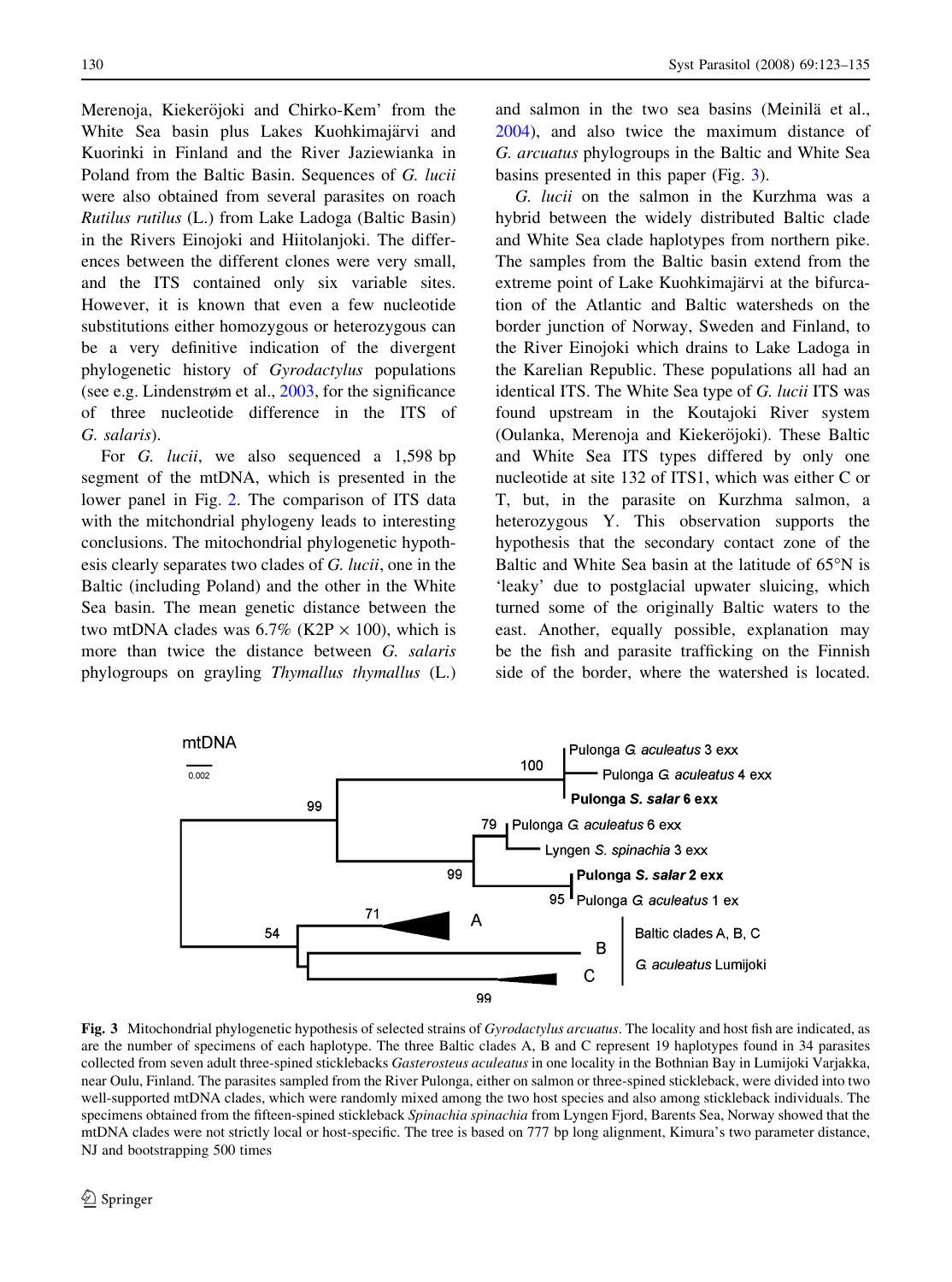Merenoja, Kiekeröjoki and Chirko-Kem' from the White Sea basin plus Lakes Kuohkimajärvi and Kuorinki in Finland and the River Jaziewianka in Poland from the Baltic Basin). Sequences of *G. lucii* were also obtained from several parasites on roach *Rutilus rutilus* (L.) from Lake Ladoga (Baltic Basin) in the Rivers Einojoki and Hiitolanjoki. The differences between the different clones were very small, and the ITS contained only six variable sites. However, it is known that even a few nucleotide substitutions either homozygous or heterozygous can be a very definitive indication of the divergent phylogenetic history of *Gyrodactylus* populations (see e.g. Lindenstrøm et al., 2003, for the significance of three nucleotide difference in the ITS of *G. salaris*).

For *G. lucii*, we also sequenced a 1,598 bp segment of the mtDNA, which is presented in the lower panel in Fig. 2. The comparison of ITS data with the mitochondrial phylogeny leads to interesting conclusions. The mitochondrial phylogenetic hypothesis clearly separates two clades of *G. lucii*, one in the Baltic (including Poland) and the other in the White Sea basin. The mean genetic distance between the two mtDNA clades was 6.7% (K2P × 100), which is more than twice the distance between *G. salaris* phylogroups on grayling *Thymallus thymallus* (L.) and salmon in the two sea basins (Meinilä et al., 2004), and also twice the maximum distance of *G. arcuatus* phylogroups in the Baltic and White Sea basins presented in this paper (Fig. 3).

*G. lucii* on the salmon in the Kurzhma was a hybrid between the widely distributed Baltic clade and White Sea clade haplotypes from northern pike. The samples from the Baltic basin extend from the extreme point of Lake Kuohkimajärvi at the bifurcation of the Atlantic and Baltic watersheds on the border junction of Norway, Sweden and Finland, to the River Einojoki which drains to Lake Ladoga in the Karelian Republic. These populations all had an identical ITS. The White Sea type of *G. lucii* ITS was found upstream in the Koutajoki River system (Oulanka, Merenoja and Kiekeröjoki). These Baltic and White Sea ITS types differed by only one nucleotide at site 132 of ITS1, which was either C or T, but, in the parasite on Kurzhma salmon, a heterozygous Y. This observation supports the hypothesis that the secondary contact zone of the Baltic and White Sea basin at the latitude of 65°N is 'leaky' due to postglacial upwater sluicing, which turned some of the originally Baltic waters to the east. Another, equally possible, explanation may be the fish and parasite trafficking on the Finnish side of the border, where the watershed is located.

**Fig. 3** Mitochondrial phylogenetic hypothesis of selected strains of *Gyrodactylus arcuatus*. The locality and host fish are indicated, as are the number of specimens of each haplotype. The three Baltic clades A, B and C represent 19 haplotypes found in 34 parasites collected from seven adult three-spined sticklebacks *Gasterosteus aculeatus* in one locality in the Bothnian Bay in Lumijoki Varjakka, near Oulu, Finland. The parasites sampled from the River Pulonga, either on salmon or three-spined stickleback, were divided into two well-supported mtDNA clades, which were randomly mixed among the two host species and also among stickleback individuals. The specimens obtained from the fifteen-spined stickleback *Spinachia spinachia* from Lyngen Fjord, Barents Sea, Norway showed that the mtDNA clades were not strictly local or host-specific. The tree is based on 777 bp long alignment, Kimura's two parameter distance, NJ and bootstrapping 500 times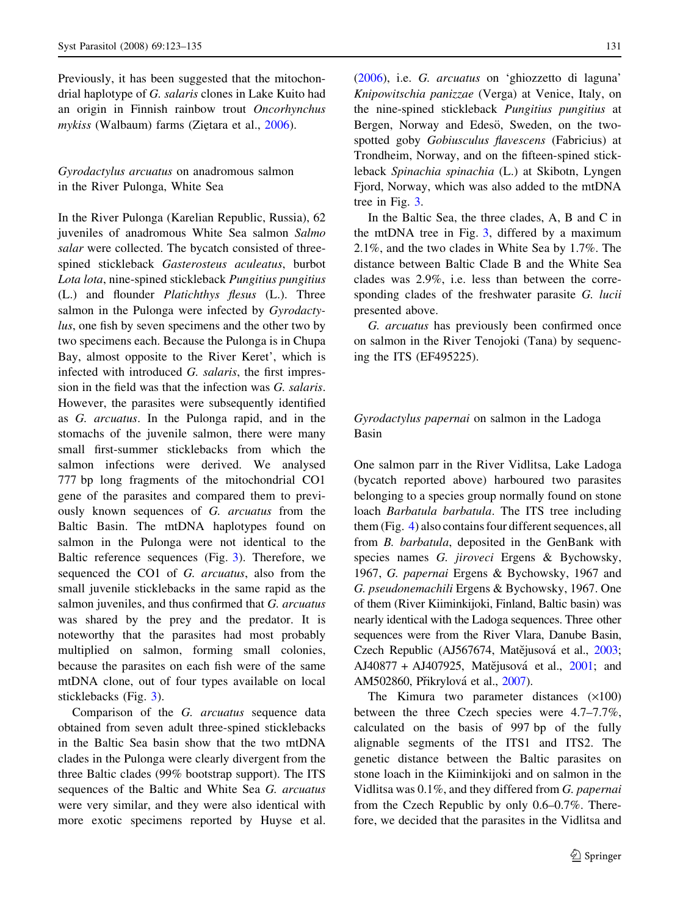Previously, it has been suggested that the mitochondrial haplotype of *G. salaris* clones in Lake Kuito had an origin in Finnish rainbow trout *Oncorhynchus mykiss* (Walbaum) farms (Ziętara et al., 2006).

### *Gyrodactylus arcuatus* on anadromous salmon in the River Pulonga, White Sea

In the River Pulonga (Karelian Republic, Russia), 62 juveniles of anadromous White Sea salmon *Salmo salar* were collected. The bycatch consisted of three-spined stickleback *Gasterosteus aculeatus*, burbot *Lota lota*, nine-spined stickleback *Pungitius pungitius* (L.) and flounder *Platichthys flesus* (L.). Three salmon in the Pulonga were infected by *Gyrodactylus*, one fish by seven specimens and the other two by two specimens each. Because the Pulonga is in Chupa Bay, almost opposite to the River Keret', which is infected with introduced *G. salaris*, the first impression in the field was that the infection was *G. salaris*. However, the parasites were subsequently identified as *G. arcuatus*. In the Pulonga rapid, and in the stomachs of the juvenile salmon, there were many small first-summer sticklebacks from which the salmon infections were derived. We analysed 777 bp long fragments of the mitochondrial CO1 gene of the parasites and compared them to previously known sequences of *G. arcuatus* from the Baltic Basin. The mtDNA haplotypes found on salmon in the Pulonga were not identical to the Baltic reference sequences (Fig. 3). Therefore, we sequenced the CO1 of *G. arcuatus*, also from the small juvenile sticklebacks in the same rapid as the salmon juveniles, and thus confirmed that *G. arcuatus* was shared by the prey and the predator. It is noteworthy that the parasites had most probably multiplied on salmon, forming small colonies, because the parasites on each fish were of the same mtDNA clone, out of four types available on local sticklebacks (Fig. 3).

Comparison of the *G. arcuatus* sequence data obtained from seven adult three-spined sticklebacks in the Baltic Sea basin show that the two mtDNA clades in the Pulonga were clearly divergent from the three Baltic clades (99% bootstrap support). The ITS sequences of the Baltic and White Sea *G. arcuatus* were very similar, and they were also identical with more exotic specimens reported by Huyse et al. (2006), i.e. *G. arcuatus* on 'ghiozzetto di laguna' *Knipowitschia panizzae* (Verga) at Venice, Italy, on the nine-spined stickleback *Pungitius pungitius* at Bergen, Norway and Edesö, Sweden, on the two-spotted goby *Gobiusculus flavescens* (Fabricius) at Trondheim, Norway, and on the fifteen-spined stickleback *Spinachia spinachia* (L.) at Skibotn, Lyngen Fjord, Norway, which was also added to the mtDNA tree in Fig. 3.

In the Baltic Sea, the three clades, A, B and C in the mtDNA tree in Fig. 3, differed by a maximum 2.1%, and the two clades in White Sea by 1.7%. The distance between Baltic Clade B and the White Sea clades was 2.9%, i.e. less than between the corresponding clades of the freshwater parasite *G. lucii* presented above.

*G. arcuatus* has previously been confirmed once on salmon in the River Tenojoki (Tana) by sequencing the ITS (EF495225).

### *Gyrodactylus papernai* on salmon in the Ladoga Basin

One salmon parr in the River Vidlitsa, Lake Ladoga (bycatch reported above) harboured two parasites belonging to a species group normally found on stone loach *Barbatula barbatula*. The ITS tree including them (Fig. 4) also contains four different sequences, all from *B. barbatula*, deposited in the GenBank with species names *G. jiroveci* Ergens & Bychowsky, 1967, *G. papernai* Ergens & Bychowsky, 1967 and *G. pseudonemachili* Ergens & Bychowsky, 1967. One of them (River Kiiminkijoki, Finland, Baltic basin) was nearly identical with the Ladoga sequences. Three other sequences were from the River Vlara, Danube Basin, Czech Republic (AJ567674, Matějusová et al., 2003; AJ40877 + AJ407925, Matějusová et al., 2001; and AM502860, Přikrylová et al., 2007).

The Kimura two parameter distances (×100) between the three Czech species were 4.7–7.7%, calculated on the basis of 997 bp of the fully alignable segments of the ITS1 and ITS2. The genetic distance between the Baltic parasites on stone loach in the Kiiminkijoki and on salmon in the Vidlitsa was 0.1%, and they differed from *G. papernai* from the Czech Republic by only 0.6–0.7%. Therefore, we decided that the parasites in the Vidlitsa and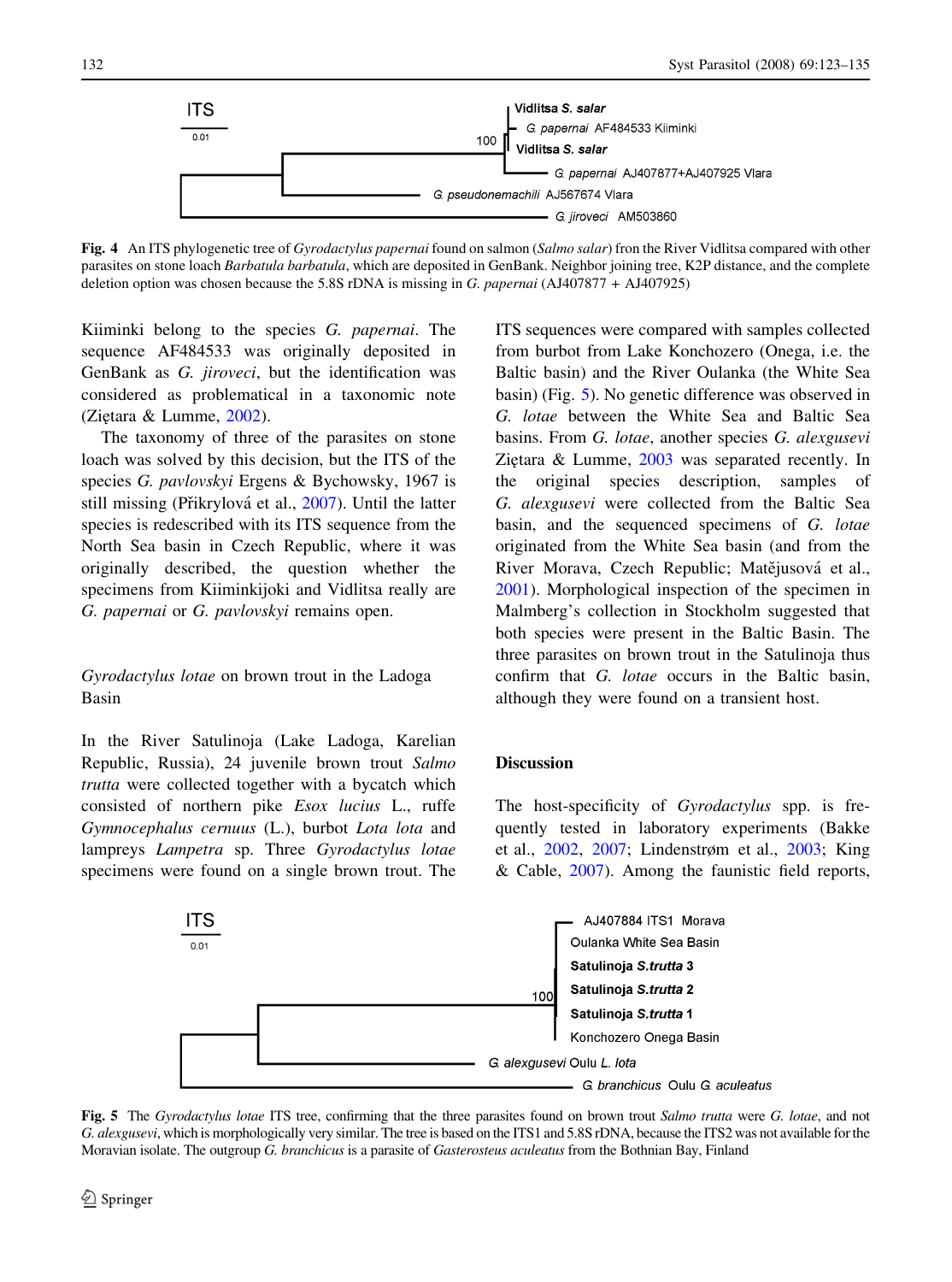ITS

0.01

Vidlitsa *S. salar*

*G. papernai* AF484533 Kiiminki

100

Vidlitsa *S. salar*

*G. papernai* AJ407877+AJ407925 Vlara

*G. pseudonemachili* AJ567674 Vlara

*G. jiroveci* AM503860

**Fig. 4** An ITS phylogenetic tree of *Gyrodactylus papernai* found on salmon (*Salmo salar*) from the River Vidlitsa compared with other parasites on stone loach *Barbatula barbatula*, which are deposited in GenBank. Neighbor joining tree, K2P distance, and the complete deletion option was chosen because the 5.8S rDNA is missing in *G. papernai* (AJ407877 + AJ407925)

Kiiminki belong to the species *G. papernai*. The sequence AF484533 was originally deposited in GenBank as *G. jiroveci*, but the identification was considered as problematical in a taxonomic note (Ziętara & Lumme, 2002).

The taxonomy of three of the parasites on stone loach was solved by this decision, but the ITS of the species *G. pavlovskyi* Ergens & Bychowsky, 1967 is still missing (Přikrylová et al., 2007). Until the latter species is redescribed with its ITS sequence from the North Sea basin in Czech Republic, where it was originally described, the question whether the specimens from Kiiminkijoki and Vidlitsa really are *G. papernai* or *G. pavlovskyi* remains open.

### *Gyrodactylus lotae* on brown trout in the Ladoga Basin

In the River Satulinoja (Lake Ladoga, Karelian Republic, Russia), 24 juvenile brown trout *Salmo trutta* were collected together with a bycatch which consisted of northern pike *Esox lucius* L., ruffe *Gymnocephalus cernuus* (L.), burbot *Lota lota* and lampreys *Lampetra* sp. Three *Gyrodactylus lotae* specimens were found on a single brown trout. The ITS sequences were compared with samples collected from burbot from Lake Konchozero (Onega, i.e. the Baltic basin) and the River Oulanka (the White Sea basin) (Fig. 5). No genetic difference was observed in *G. lotae* between the White Sea and Baltic Sea basins. From *G. lotae*, another species *G. alexgusevi* Ziętara & Lumme, 2003 was separated recently. In the original species description, samples of *G. alexgusevi* were collected from the Baltic Sea basin, and the sequenced specimens of *G. lotae* originated from the White Sea basin (and from the River Morava, Czech Republic; Matějusová et al., 2001). Morphological inspection of the specimen in Malmberg's collection in Stockholm suggested that both species were present in the Baltic Basin. The three parasites on brown trout in the Satulinoja thus confirm that *G. lotae* occurs in the Baltic basin, although they were found on a transient host.

## Discussion

The host-specificity of *Gyrodactylus* spp. is frequently tested in laboratory experiments (Bakke et al., 2002, 2007; Lindenstrøm et al., 2003; King & Cable, 2007). Among the faunistic field reports,

ITS

0.01

AJ407884 ITS1 Morava

Oulanka White Sea Basin

Satulinoja *S.trutta* 3

Satulinoja *S.trutta* 2

100

Satulinoja *S.trutta* 1

Konchozero Onega Basin

*G. alexgusevi* Oulu *L. lota*

*G. branchicus* Oulu *G. aculeatus*

**Fig. 5** The *Gyrodactylus lotae* ITS tree, confirming that the three parasites found on brown trout *Salmo trutta* were *G. lotae*, and not *G. alexgusevi*, which is morphologically very similar. The tree is based on the ITS1 and 5.8S rDNA, because the ITS2 was not available for the Moravian isolate. The outgroup *G. branchicus* is a parasite of *Gasterosteus aculeatus* from the Bothnian Bay, Finland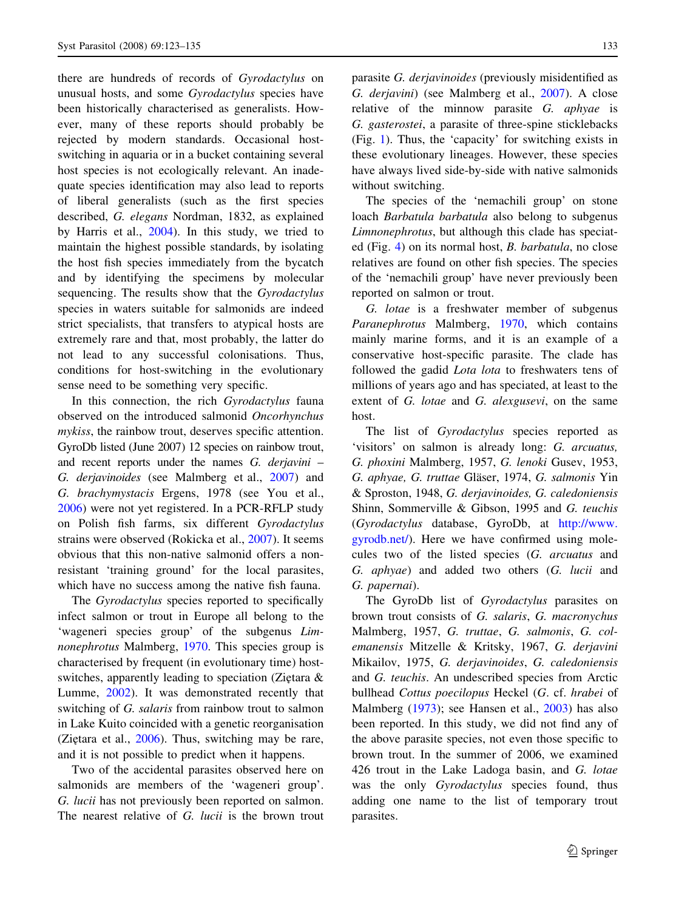there are hundreds of records of *Gyrodactylus* on unusual hosts, and some *Gyrodactylus* species have been historically characterised as generalists. However, many of these reports should probably be rejected by modern standards. Occasional host-switching in aquaria or in a bucket containing several host species is not ecologically relevant. An inadequate species identification may also lead to reports of liberal generalists (such as the first species described, *G. elegans* Nordman, 1832, as explained by Harris et al., 2004). In this study, we tried to maintain the highest possible standards, by isolating the host fish species immediately from the bycatch and by identifying the specimens by molecular sequencing. The results show that the *Gyrodactylus* species in waters suitable for salmonids are indeed strict specialists, that transfers to atypical hosts are extremely rare and that, most probably, the latter do not lead to any successful colonisations. Thus, conditions for host-switching in the evolutionary sense need to be something very specific.

In this connection, the rich *Gyrodactylus* fauna observed on the introduced salmonid *Oncorhynchus mykiss*, the rainbow trout, deserves specific attention. GyroDb listed (June 2007) 12 species on rainbow trout, and recent reports under the names *G. derjavini* – *G. derjavinoides* (see Malmberg et al., 2007) and *G. brachymystacis* Ergens, 1978 (see You et al., 2006) were not yet registered. In a PCR-RFLP study on Polish fish farms, six different *Gyrodactylus* strains were observed (Rokicka et al., 2007). It seems obvious that this non-native salmonid offers a non-resistant 'training ground' for the local parasites, which have no success among the native fish fauna.

The *Gyrodactylus* species reported to specifically infect salmon or trout in Europe all belong to the 'wageneri species group' of the subgenus *Limnonephrotus* Malmberg, 1970. This species group is characterised by frequent (in evolutionary time) host-switches, apparently leading to speciation (Ziętara & Lumme, 2002). It was demonstrated recently that switching of *G. salaris* from rainbow trout to salmon in Lake Kuito coincided with a genetic reorganisation (Ziętara et al., 2006). Thus, switching may be rare, and it is not possible to predict when it happens.

Two of the accidental parasites observed here on salmonids are members of the 'wageneri group'. *G. lucii* has not previously been reported on salmon. The nearest relative of *G. lucii* is the brown trout parasite *G. derjavinoides* (previously misidentified as *G. derjavini*) (see Malmberg et al., 2007). A close relative of the minnow parasite *G. aphyae* is *G. gasterostei*, a parasite of three-spine sticklebacks (Fig. 1). Thus, the 'capacity' for switching exists in these evolutionary lineages. However, these species have always lived side-by-side with native salmonids without switching.

The species of the 'nemachili group' on stone loach *Barbatula barbatula* also belong to subgenus *Limnonephrotus*, but although this clade has speciated (Fig. 4) on its normal host, *B. barbatula*, no close relatives are found on other fish species. The species of the 'nemachili group' have never previously been reported on salmon or trout.

*G. lotae* is a freshwater member of subgenus *Paranephrotus* Malmberg, 1970, which contains mainly marine forms, and it is an example of a conservative host-specific parasite. The clade has followed the gadid *Lota lota* to freshwaters tens of millions of years ago and has speciated, at least to the extent of *G. lotae* and *G. alexgusevi*, on the same host.

The list of *Gyrodactylus* species reported as 'visitors' on salmon is already long: *G. arcuatus, G. phoxini* Malmberg, 1957, *G. lenoki* Gusev, 1953, *G. aphyae, G. truttae* Gläser, 1974, *G. salmonis* Yin & Sproston, 1948, *G. derjavinoides, G. caledoniensis* Shinn, Sommerville & Gibson, 1995 and *G. teuchis* (*Gyrodactylus* database, GyroDb, at http://www.gyrodb.net/). Here we have confirmed using molecules two of the listed species (*G. arcuatus* and *G. aphyae*) and added two others (*G. lucii* and *G. papernai*).

The GyroDb list of *Gyrodactylus* parasites on brown trout consists of *G. salaris*, *G. macronychus* Malmberg, 1957, *G. truttae*, *G. salmonis*, *G. colemanensis* Mitzelle & Kritsky, 1967, *G. derjavini* Mikailov, 1975, *G. derjavinoides*, *G. caledoniensis* and *G. teuchis*. An undescribed species from Arctic bullhead *Cottus poecilopus* Heckel (*G.* cf. *hrabei* of Malmberg (1973); see Hansen et al., 2003) has also been reported. In this study, we did not find any of the above parasite species, not even those specific to brown trout. In the summer of 2006, we examined 426 trout in the Lake Ladoga basin, and *G. lotae* was the only *Gyrodactylus* species found, thus adding one name to the list of temporary trout parasites.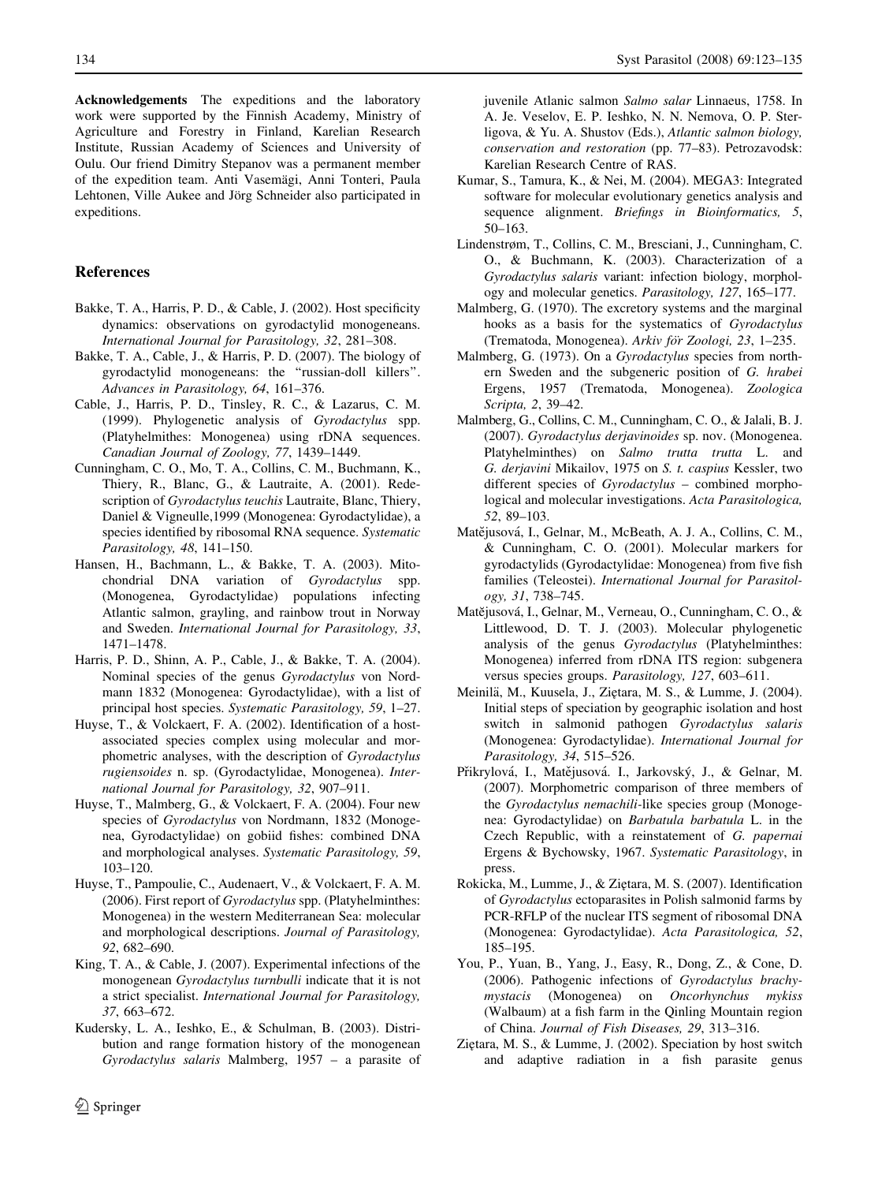**Acknowledgements** The expeditions and the laboratory work were supported by the Finnish Academy, Ministry of Agriculture and Forestry in Finland, Karelian Research Institute, Russian Academy of Sciences and University of Oulu. Our friend Dimitry Stepanov was a permanent member of the expedition team. Anti Vasemägi, Anni Tonteri, Paula Lehtonen, Ville Aukee and Jörg Schneider also participated in expeditions.

## References

Bakke, T. A., Harris, P. D., & Cable, J. (2002). Host specificity dynamics: observations on gyrodactylid monogeneans. *International Journal for Parasitology, 32*, 281–308.

Bakke, T. A., Cable, J., & Harris, P. D. (2007). The biology of gyrodactylid monogeneans: the "russian-doll killers". *Advances in Parasitology, 64*, 161–376.

Cable, J., Harris, P. D., Tinsley, R. C., & Lazarus, C. M. (1999). Phylogenetic analysis of *Gyrodactylus* spp. (Platyhelmithes: Monogenea) using rDNA sequences. *Canadian Journal of Zoology, 77*, 1439–1449.

Cunningham, C. O., Mo, T. A., Collins, C. M., Buchmann, K., Thiery, R., Blanc, G., & Lautraite, A. (2001). Redescription of *Gyrodactylus teuchis* Lautraite, Blanc, Thiery, Daniel & Vigneulle,1999 (Monogenea: Gyrodactylidae), a species identified by ribosomal RNA sequence. *Systematic Parasitology, 48*, 141–150.

Hansen, H., Bachmann, L., & Bakke, T. A. (2003). Mitochondrial DNA variation of *Gyrodactylus* spp. (Monogenea, Gyrodactylidae) populations infecting Atlantic salmon, grayling, and rainbow trout in Norway and Sweden. *International Journal for Parasitology, 33*, 1471–1478.

Harris, P. D., Shinn, A. P., Cable, J., & Bakke, T. A. (2004). Nominal species of the genus *Gyrodactylus* von Nordmann 1832 (Monogenea: Gyrodactylidae), with a list of principal host species. *Systematic Parasitology, 59*, 1–27.

Huyse, T., & Volckaert, F. A. (2002). Identification of a host-associated species complex using molecular and morphometric analyses, with the description of *Gyrodactylus rugiensoides* n. sp. (Gyrodactylidae, Monogenea). *International Journal for Parasitology, 32*, 907–911.

Huyse, T., Malmberg, G., & Volckaert, F. A. (2004). Four new species of *Gyrodactylus* von Nordmann, 1832 (Monogenea, Gyrodactylidae) on gobiid fishes: combined DNA and morphological analyses. *Systematic Parasitology, 59*, 103–120.

Huyse, T., Pampoulie, C., Audenaert, V., & Volckaert, F. A. M. (2006). First report of *Gyrodactylus* spp. (Platyhelminthes: Monogenea) in the western Mediterranean Sea: molecular and morphological descriptions. *Journal of Parasitology, 92*, 682–690.

King, T. A., & Cable, J. (2007). Experimental infections of the monogenean *Gyrodactylus turnbulli* indicate that it is not a strict specialist. *International Journal for Parasitology, 37*, 663–672.

Kudersky, L. A., Ieshko, E., & Schulman, B. (2003). Distribution and range formation history of the monogenean *Gyrodactylus salaris* Malmberg, 1957 – a parasite of juvenile Atlanic salmon *Salmo salar* Linnaeus, 1758. In A. Je. Veselov, E. P. Ieshko, N. N. Nemova, O. P. Sterligova, & Yu. A. Shustov (Eds.), *Atlantic salmon biology, conservation and restoration* (pp. 77–83). Petrozavodsk: Karelian Research Centre of RAS.

Kumar, S., Tamura, K., & Nei, M. (2004). MEGA3: Integrated software for molecular evolutionary genetics analysis and sequence alignment. *Briefings in Bioinformatics, 5*, 50–163.

Lindenstrøm, T., Collins, C. M., Bresciani, J., Cunningham, C. O., & Buchmann, K. (2003). Characterization of a *Gyrodactylus salaris* variant: infection biology, morphology and molecular genetics. *Parasitology, 127*, 165–177.

Malmberg, G. (1970). The excretory systems and the marginal hooks as a basis for the systematics of *Gyrodactylus* (Trematoda, Monogenea). *Arkiv för Zoologi, 23*, 1–235.

Malmberg, G. (1973). On a *Gyrodactylus* species from northern Sweden and the subgeneric position of *G. hrabei* Ergens, 1957 (Trematoda, Monogenea). *Zoologica Scripta, 2*, 39–42.

Malmberg, G., Collins, C. M., Cunningham, C. O., & Jalali, B. J. (2007). *Gyrodactylus derjavinoides* sp. nov. (Monogenea. Platyhelminthes) on *Salmo trutta trutta* L. and *G. derjavini* Mikailov, 1975 on *S. t. caspius* Kessler, two different species of *Gyrodactylus* – combined morphological and molecular investigations. *Acta Parasitologica, 52*, 89–103.

Matějusová, I., Gelnar, M., McBeath, A. J. A., Collins, C. M., & Cunningham, C. O. (2001). Molecular markers for gyrodactylids (Gyrodactylidae: Monogenea) from five fish families (Teleostei). *International Journal for Parasitology, 31*, 738–745.

Matějusová, I., Gelnar, M., Verneau, O., Cunningham, C. O., & Littlewood, D. T. J. (2003). Molecular phylogenetic analysis of the genus *Gyrodactylus* (Platyhelminthes: Monogenea) inferred from rDNA ITS region: subgenera versus species groups. *Parasitology, 127*, 603–611.

Meinilä, M., Kuusela, J., Ziętara, M. S., & Lumme, J. (2004). Initial steps of speciation by geographic isolation and host switch in salmonid pathogen *Gyrodactylus salaris* (Monogenea: Gyrodactylidae). *International Journal for Parasitology, 34*, 515–526.

Přikrylová, I., Matějusová. I., Jarkovský, J., & Gelnar, M. (2007). Morphometric comparison of three members of the *Gyrodactylus nemachili*-like species group (Monogenea: Gyrodactylidae) on *Barbatula barbatula* L. in the Czech Republic, with a reinstatement of *G. papernai* Ergens & Bychowsky, 1967. *Systematic Parasitology*, in press.

Rokicka, M., Lumme, J., & Ziętara, M. S. (2007). Identification of *Gyrodactylus* ectoparasites in Polish salmonid farms by PCR-RFLP of the nuclear ITS segment of ribosomal DNA (Monogenea: Gyrodactylidae). *Acta Parasitologica, 52*, 185–195.

You, P., Yuan, B., Yang, J., Easy, R., Dong, Z., & Cone, D. (2006). Pathogenic infections of *Gyrodactylus brachymystacis* (Monogenea) on *Oncorhynchus mykiss* (Walbaum) at a fish farm in the Qinling Mountain region of China. *Journal of Fish Diseases, 29*, 313–316.

Ziętara, M. S., & Lumme, J. (2002). Speciation by host switch and adaptive radiation in a fish parasite genus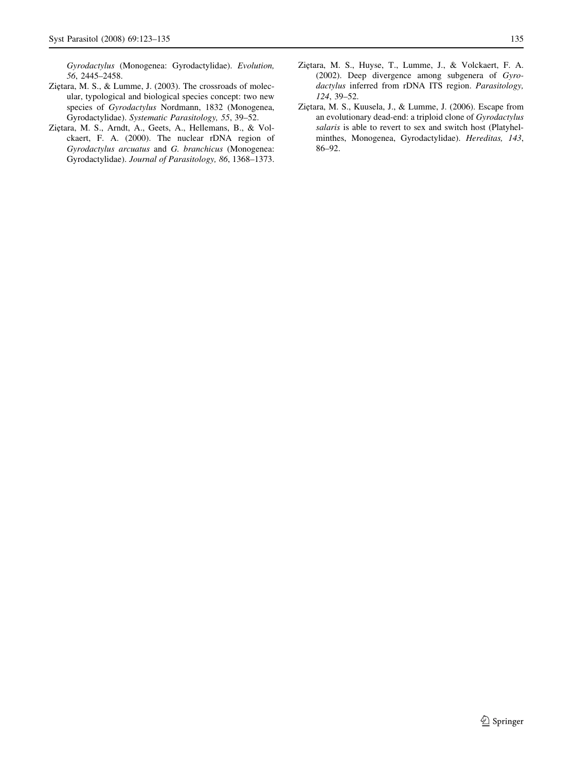*Gyrodactylus* (Monogenea: Gyrodactylidae). *Evolution, 56*, 2445–2458.

Ziętara, M. S., & Lumme, J. (2003). The crossroads of molecular, typological and biological species concept: two new species of *Gyrodactylus* Nordmann, 1832 (Monogenea, Gyrodactylidae). *Systematic Parasitology, 55*, 39–52.

Ziętara, M. S., Arndt, A., Geets, A., Hellemans, B., & Volckaert, F. A. (2000). The nuclear rDNA region of *Gyrodactylus arcuatus* and *G. branchicus* (Monogenea: Gyrodactylidae). *Journal of Parasitology, 86*, 1368–1373.

Ziętara, M. S., Huyse, T., Lumme, J., & Volckaert, F. A. (2002). Deep divergence among subgenera of *Gyrodactylus* inferred from rDNA ITS region. *Parasitology, 124*, 39–52.

Ziętara, M. S., Kuusela, J., & Lumme, J. (2006). Escape from an evolutionary dead-end: a triploid clone of *Gyrodactylus salaris* is able to revert to sex and switch host (Platyhelminthes, Monogenea, Gyrodactylidae). *Hereditas, 143*, 86–92.